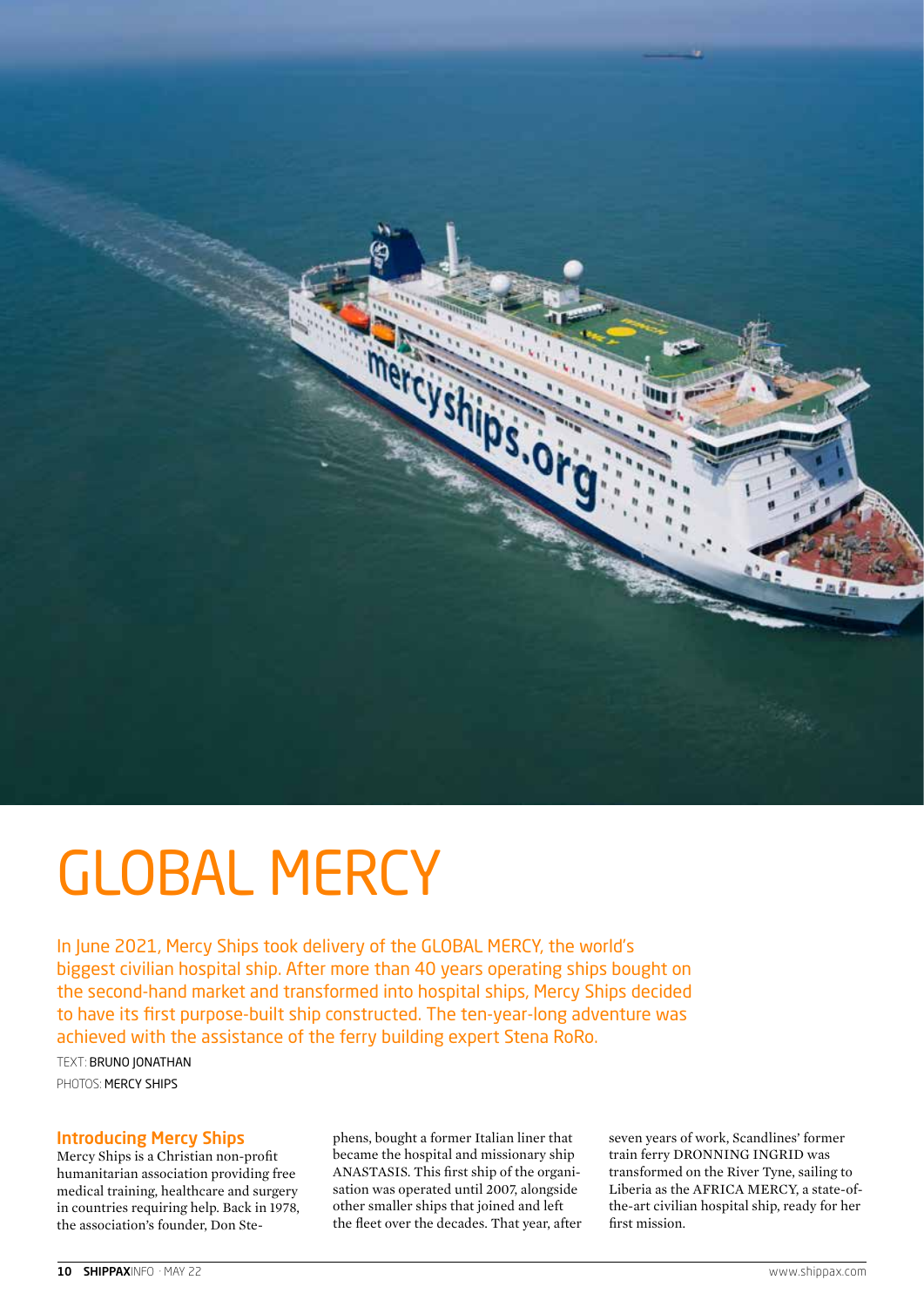# GLOBAL MERCY

In June 2021, Mercy Ships took delivery of the GLOBAL MERCY, the world's biggest civilian hospital ship. After more than 40 years operating ships bought on the second-hand market and transformed into hospital ships, Mercy Ships decided to have its first purpose-built ship constructed. The ten-year-long adventure was achieved with the assistance of the ferry building expert Stena RoRo.

TEXT: BRUNO JONATHAN
PHOTOS: MERCY SHIPS

## Introducing Mercy Ships

Mercy Ships is a Christian non-profit humanitarian association providing free medical training, healthcare and surgery in countries requiring help. Back in 1978, the association's founder, Don Stephens, bought a former Italian liner that became the hospital and missionary ship ANASTASIS. This first ship of the organisation was operated until 2007, alongside other smaller ships that joined and left the fleet over the decades. That year, after seven years of work, Scandlines' former train ferry DRONNING INGRID was transformed on the River Tyne, sailing to Liberia as the AFRICA MERCY, a state-of-the-art civilian hospital ship, ready for her first mission.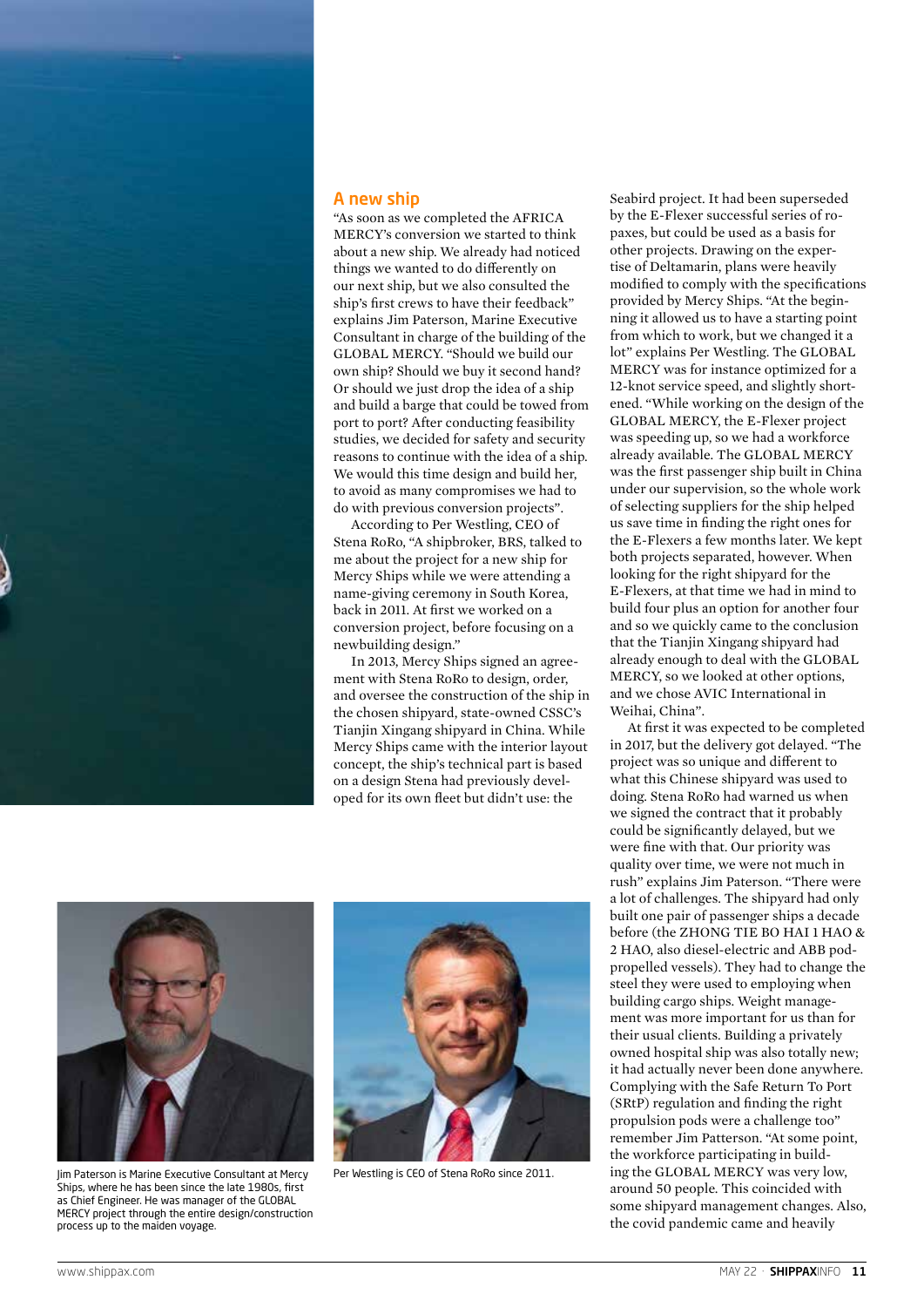## A new ship

"As soon as we completed the AFRICA MERCY's conversion we started to think about a new ship. We already had noticed things we wanted to do differently on our next ship, but we also consulted the ship's first crews to have their feedback" explains Jim Paterson, Marine Executive Consultant in charge of the building of the GLOBAL MERCY. "Should we build our own ship? Should we buy it second hand? Or should we just drop the idea of a ship and build a barge that could be towed from port to port? After conducting feasibility studies, we decided for safety and security reasons to continue with the idea of a ship. We would this time design and build her, to avoid as many compromises we had to do with previous conversion projects".

According to Per Westling, CEO of Stena RoRo, "A shipbroker, BRS, talked to me about the project for a new ship for Mercy Ships while we were attending a name-giving ceremony in South Korea, back in 2011. At first we worked on a conversion project, before focusing on a newbuilding design."

In 2013, Mercy Ships signed an agreement with Stena RoRo to design, order, and oversee the construction of the ship in the chosen shipyard, state-owned CSSC's Tianjin Xingang shipyard in China. While Mercy Ships came with the interior layout concept, the ship's technical part is based on a design Stena had previously developed for its own fleet but didn't use: the Seabird project. It had been superseded by the E-Flexer successful series of ro-paxes, but could be used as a basis for other projects. Drawing on the expertise of Deltamarin, plans were heavily modified to comply with the specifications provided by Mercy Ships. "At the beginning it allowed us to have a starting point from which to work, but we changed it a lot" explains Per Westling. The GLOBAL MERCY was for instance optimized for a 12-knot service speed, and slightly shortened. "While working on the design of the GLOBAL MERCY, the E-Flexer project was speeding up, so we had a workforce already available. The GLOBAL MERCY was the first passenger ship built in China under our supervision, so the whole work of selecting suppliers for the ship helped us save time in finding the right ones for the E-Flexers a few months later. We kept both projects separated, however. When looking for the right shipyard for the E-Flexers, at that time we had in mind to build four plus an option for another four and so we quickly came to the conclusion that the Tianjin Xingang shipyard had already enough to deal with the GLOBAL MERCY, so we looked at other options, and we chose AVIC International in Weihai, China".

At first it was expected to be completed in 2017, but the delivery got delayed. "The project was so unique and different to what this Chinese shipyard was used to doing. Stena RoRo had warned us when we signed the contract that it probably could be significantly delayed, but we were fine with that. Our priority was quality over time, we were not much in rush" explains Jim Paterson. "There were a lot of challenges. The shipyard had only built one pair of passenger ships a decade before (the ZHONG TIE BO HAI 1 HAO & 2 HAO, also diesel-electric and ABB pod-propelled vessels). They had to change the steel they were used to employing when building cargo ships. Weight management was more important for us than for their usual clients. Building a privately owned hospital ship was also totally new; it had actually never been done anywhere. Complying with the Safe Return To Port (SRtP) regulation and finding the right propulsion pods were a challenge too" remember Jim Patterson. "At some point, the workforce participating in building the GLOBAL MERCY was very low, around 50 people. This coincided with some shipyard management changes. Also, the covid pandemic came and heavily

Jim Paterson is Marine Executive Consultant at Mercy Ships, where he has been since the late 1980s, first as Chief Engineer. He was manager of the GLOBAL MERCY project through the entire design/construction process up to the maiden voyage.

Per Westling is CEO of Stena RoRo since 2011.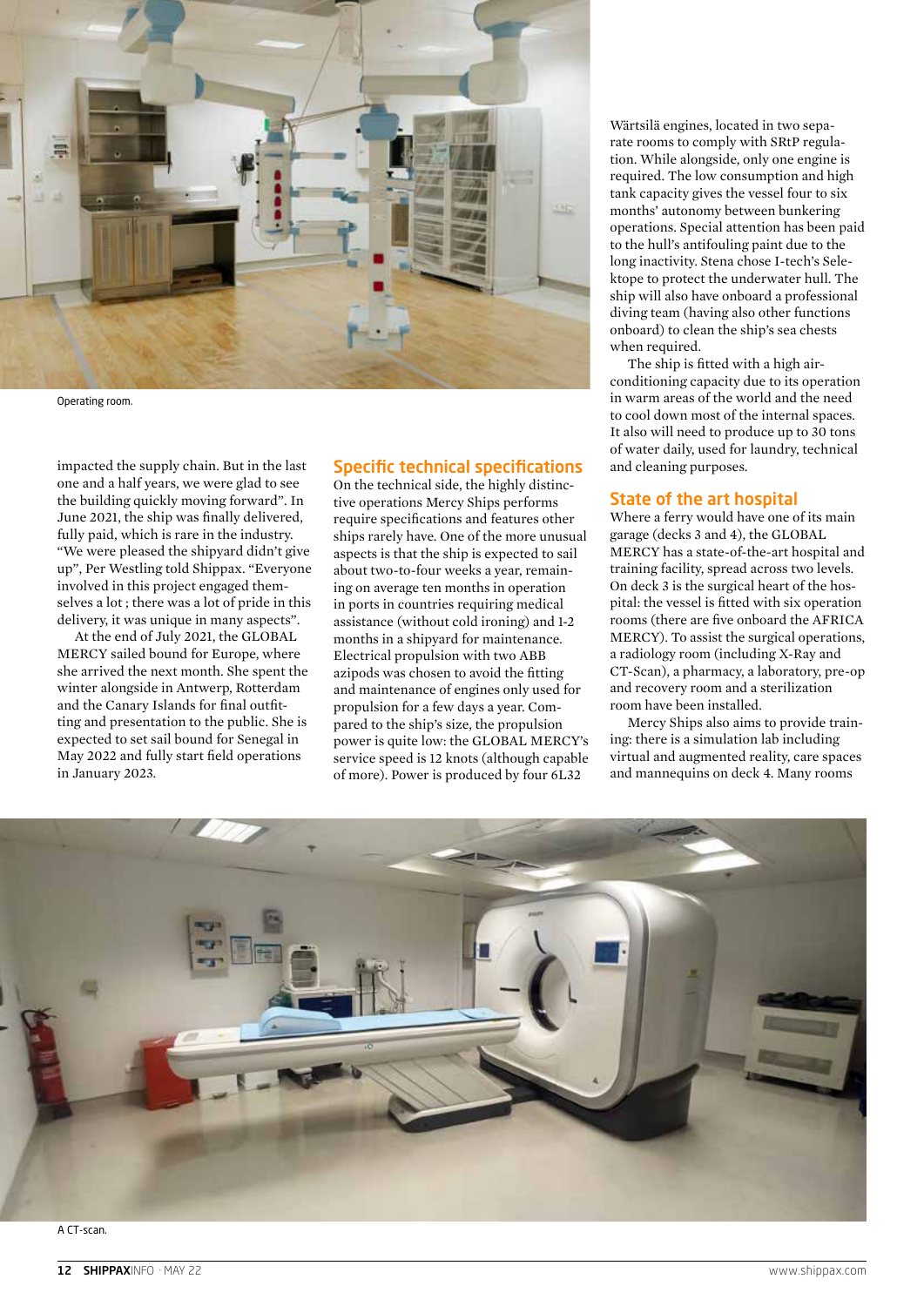Operating room.

impacted the supply chain. But in the last one and a half years, we were glad to see the building quickly moving forward". In June 2021, the ship was finally delivered, fully paid, which is rare in the industry. "We were pleased the shipyard didn't give up", Per Westling told Shippax. "Everyone involved in this project engaged themselves a lot ; there was a lot of pride in this delivery, it was unique in many aspects".

At the end of July 2021, the GLOBAL MERCY sailed bound for Europe, where she arrived the next month. She spent the winter alongside in Antwerp, Rotterdam and the Canary Islands for final outfitting and presentation to the public. She is expected to set sail bound for Senegal in May 2022 and fully start field operations in January 2023.

## Specific technical specifications

On the technical side, the highly distinctive operations Mercy Ships performs require specifications and features other ships rarely have. One of the more unusual aspects is that the ship is expected to sail about two-to-four weeks a year, remaining on average ten months in operation in ports in countries requiring medical assistance (without cold ironing) and 1-2 months in a shipyard for maintenance. Electrical propulsion with two ABB azipods was chosen to avoid the fitting and maintenance of engines only used for propulsion for a few days a year. Compared to the ship's size, the propulsion power is quite low: the GLOBAL MERCY's service speed is 12 knots (although capable of more). Power is produced by four 6L32 Wärtsilä engines, located in two separate rooms to comply with SRtP regulation. While alongside, only one engine is required. The low consumption and high tank capacity gives the vessel four to six months' autonomy between bunkering operations. Special attention has been paid to the hull's antifouling paint due to the long inactivity. Stena chose I-tech's Selektope to protect the underwater hull. The ship will also have onboard a professional diving team (having also other functions onboard) to clean the ship's sea chests when required.

The ship is fitted with a high air-conditioning capacity due to its operation in warm areas of the world and the need to cool down most of the internal spaces. It also will need to produce up to 30 tons of water daily, used for laundry, technical and cleaning purposes.

## State of the art hospital

Where a ferry would have one of its main garage (decks 3 and 4), the GLOBAL MERCY has a state-of-the-art hospital and training facility, spread across two levels. On deck 3 is the surgical heart of the hospital: the vessel is fitted with six operation rooms (there are five onboard the AFRICA MERCY). To assist the surgical operations, a radiology room (including X-Ray and CT-Scan), a pharmacy, a laboratory, pre-op and recovery room and a sterilization room have been installed.

Mercy Ships also aims to provide training: there is a simulation lab including virtual and augmented reality, care spaces and mannequins on deck 4. Many rooms

A CT-scan.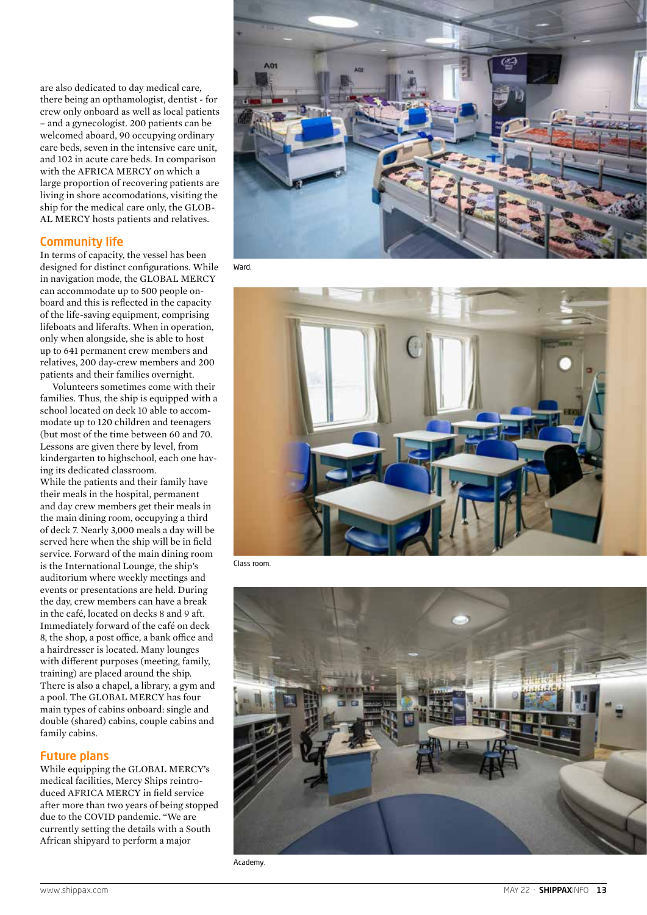are also dedicated to day medical care, there being an opthamologist, dentist - for crew only onboard as well as local patients – and a gynecologist. 200 patients can be welcomed aboard, 90 occupying ordinary care beds, seven in the intensive care unit, and 102 in acute care beds. In comparison with the AFRICA MERCY on which a large proportion of recovering patients are living in shore accomodations, visiting the ship for the medical care only, the GLOBAL MERCY hosts patients and relatives.

## Community life

In terms of capacity, the vessel has been designed for distinct configurations. While in navigation mode, the GLOBAL MERCY can accommodate up to 500 people onboard and this is reflected in the capacity of the life-saving equipment, comprising lifeboats and liferafts. When in operation, only when alongside, she is able to host up to 641 permanent crew members and relatives, 200 day-crew members and 200 patients and their families overnight.

Volunteers sometimes come with their families. Thus, the ship is equipped with a school located on deck 10 able to accommodate up to 120 children and teenagers (but most of the time between 60 and 70. Lessons are given there by level, from kindergarten to highschool, each one having its dedicated classroom.

While the patients and their family have their meals in the hospital, permanent and day crew members get their meals in the main dining room, occupying a third of deck 7. Nearly 3,000 meals a day will be served here when the ship will be in field service. Forward of the main dining room is the International Lounge, the ship's auditorium where weekly meetings and events or presentations are held. During the day, crew members can have a break in the café, located on decks 8 and 9 aft. Immediately forward of the café on deck 8, the shop, a post office, a bank office and a hairdresser is located. Many lounges with different purposes (meeting, family, training) are placed around the ship. There is also a chapel, a library, a gym and a pool. The GLOBAL MERCY has four main types of cabins onboard: single and double (shared) cabins, couple cabins and family cabins.

## Future plans

While equipping the GLOBAL MERCY's medical facilities, Mercy Ships reintroduced AFRICA MERCY in field service after more than two years of being stopped due to the COVID pandemic. "We are currently setting the details with a South African shipyard to perform a major

Ward.

Class room.

Academy.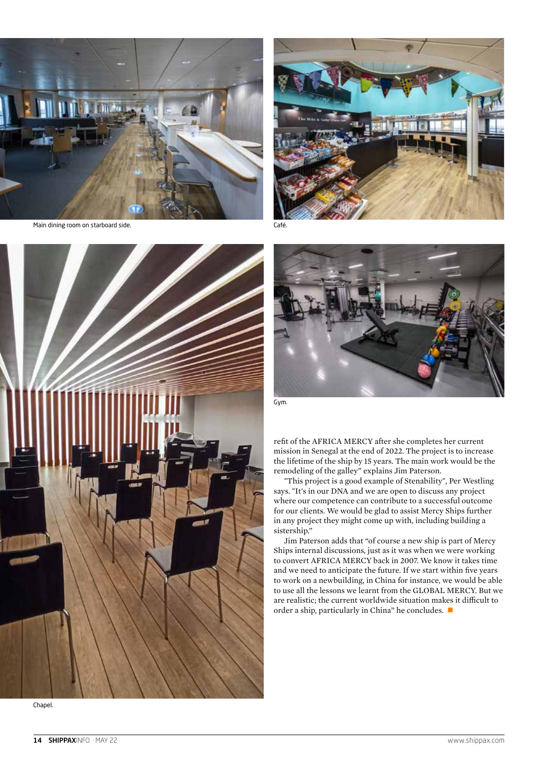Main dining room on starboard side.

Café.

Chapel.

Gym.

refit of the AFRICA MERCY after she completes her current mission in Senegal at the end of 2022. The project is to increase the lifetime of the ship by 15 years. The main work would be the remodeling of the galley" explains Jim Paterson.

"This project is a good example of Stenability", Per Westling says. "It's in our DNA and we are open to discuss any project where our competence can contribute to a successful outcome for our clients. We would be glad to assist Mercy Ships further in any project they might come up with, including building a sistership."

Jim Paterson adds that "of course a new ship is part of Mercy Ships internal discussions, just as it was when we were working to convert AFRICA MERCY back in 2007. We know it takes time and we need to anticipate the future. If we start within five years to work on a newbuilding, in China for instance, we would be able to use all the lessons we learnt from the GLOBAL MERCY. But we are realistic; the current worldwide situation makes it difficult to order a ship, particularly in China" he concludes. ■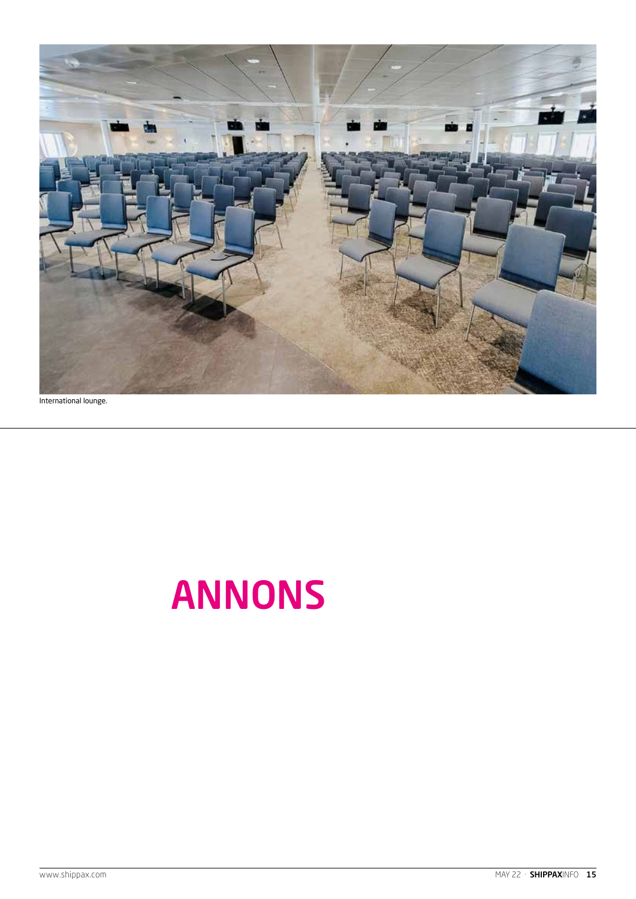International lounge.

# ANNONS